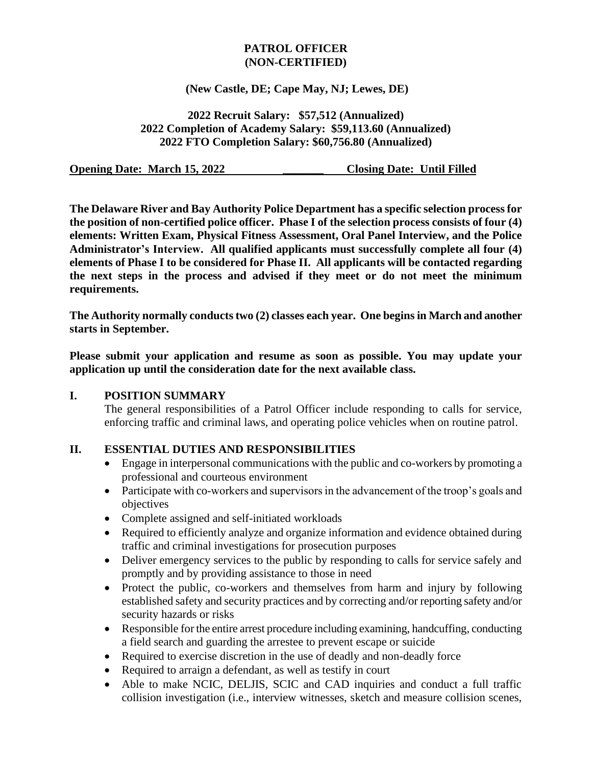# PATROL OFFICER
# (NON-CERTIFIED)

**(New Castle, DE; Cape May, NJ; Lewes, DE)**

**2022 Recruit Salary: $57,512 (Annualized)**
**2022 Completion of Academy Salary: $59,113.60 (Annualized)**
**2022 FTO Completion Salary: $60,756.80 (Annualized)**

**Opening Date: March 15, 2022 _______ Closing Date: Until Filled**

**The Delaware River and Bay Authority Police Department has a specific selection process for the position of non-certified police officer. Phase I of the selection process consists of four (4) elements: Written Exam, Physical Fitness Assessment, Oral Panel Interview, and the Police Administrator's Interview. All qualified applicants must successfully complete all four (4) elements of Phase I to be considered for Phase II. All applicants will be contacted regarding the next steps in the process and advised if they meet or do not meet the minimum requirements.**

**The Authority normally conducts two (2) classes each year. One begins in March and another starts in September.**

**Please submit your application and resume as soon as possible. You may update your application up until the consideration date for the next available class.**

## I. POSITION SUMMARY

The general responsibilities of a Patrol Officer include responding to calls for service, enforcing traffic and criminal laws, and operating police vehicles when on routine patrol.

## II. ESSENTIAL DUTIES AND RESPONSIBILITIES

- Engage in interpersonal communications with the public and co-workers by promoting a professional and courteous environment
- Participate with co-workers and supervisors in the advancement of the troop's goals and objectives
- Complete assigned and self-initiated workloads
- Required to efficiently analyze and organize information and evidence obtained during traffic and criminal investigations for prosecution purposes
- Deliver emergency services to the public by responding to calls for service safely and promptly and by providing assistance to those in need
- Protect the public, co-workers and themselves from harm and injury by following established safety and security practices and by correcting and/or reporting safety and/or security hazards or risks
- Responsible for the entire arrest procedure including examining, handcuffing, conducting a field search and guarding the arrestee to prevent escape or suicide
- Required to exercise discretion in the use of deadly and non-deadly force
- Required to arraign a defendant, as well as testify in court
- Able to make NCIC, DELJIS, SCIC and CAD inquiries and conduct a full traffic collision investigation (i.e., interview witnesses, sketch and measure collision scenes,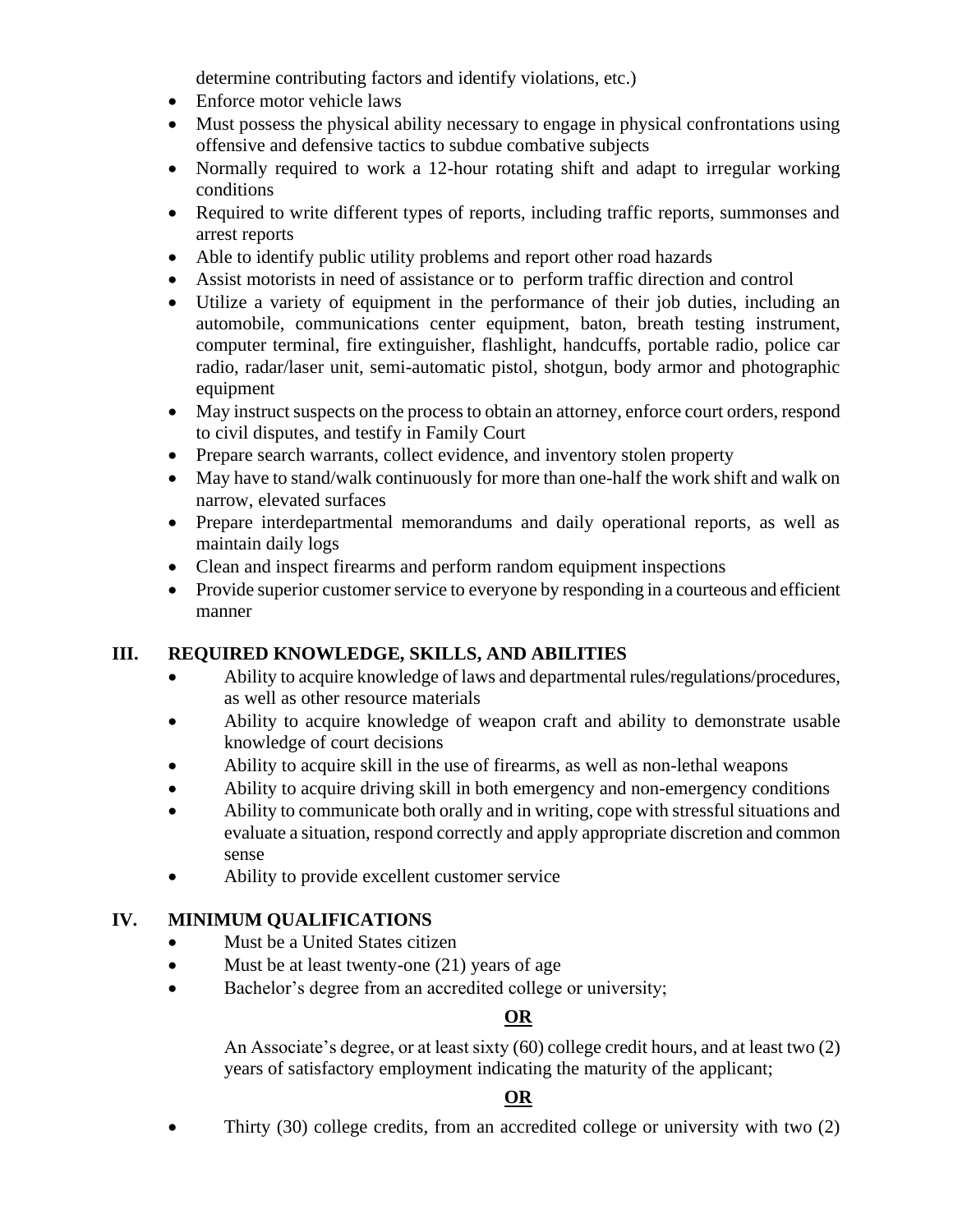determine contributing factors and identify violations, etc.)

- Enforce motor vehicle laws
- Must possess the physical ability necessary to engage in physical confrontations using offensive and defensive tactics to subdue combative subjects
- Normally required to work a 12-hour rotating shift and adapt to irregular working conditions
- Required to write different types of reports, including traffic reports, summonses and arrest reports
- Able to identify public utility problems and report other road hazards
- Assist motorists in need of assistance or to perform traffic direction and control
- Utilize a variety of equipment in the performance of their job duties, including an automobile, communications center equipment, baton, breath testing instrument, computer terminal, fire extinguisher, flashlight, handcuffs, portable radio, police car radio, radar/laser unit, semi-automatic pistol, shotgun, body armor and photographic equipment
- May instruct suspects on the process to obtain an attorney, enforce court orders, respond to civil disputes, and testify in Family Court
- Prepare search warrants, collect evidence, and inventory stolen property
- May have to stand/walk continuously for more than one-half the work shift and walk on narrow, elevated surfaces
- Prepare interdepartmental memorandums and daily operational reports, as well as maintain daily logs
- Clean and inspect firearms and perform random equipment inspections
- Provide superior customer service to everyone by responding in a courteous and efficient manner

## III. REQUIRED KNOWLEDGE, SKILLS, AND ABILITIES

- Ability to acquire knowledge of laws and departmental rules/regulations/procedures, as well as other resource materials
- Ability to acquire knowledge of weapon craft and ability to demonstrate usable knowledge of court decisions
- Ability to acquire skill in the use of firearms, as well as non-lethal weapons
- Ability to acquire driving skill in both emergency and non-emergency conditions
- Ability to communicate both orally and in writing, cope with stressful situations and evaluate a situation, respond correctly and apply appropriate discretion and common sense
- Ability to provide excellent customer service

## IV. MINIMUM QUALIFICATIONS

- Must be a United States citizen
- Must be at least twenty-one (21) years of age
- Bachelor's degree from an accredited college or university;

**OR**

An Associate's degree, or at least sixty (60) college credit hours, and at least two (2) years of satisfactory employment indicating the maturity of the applicant;

**OR**

- Thirty (30) college credits, from an accredited college or university with two (2)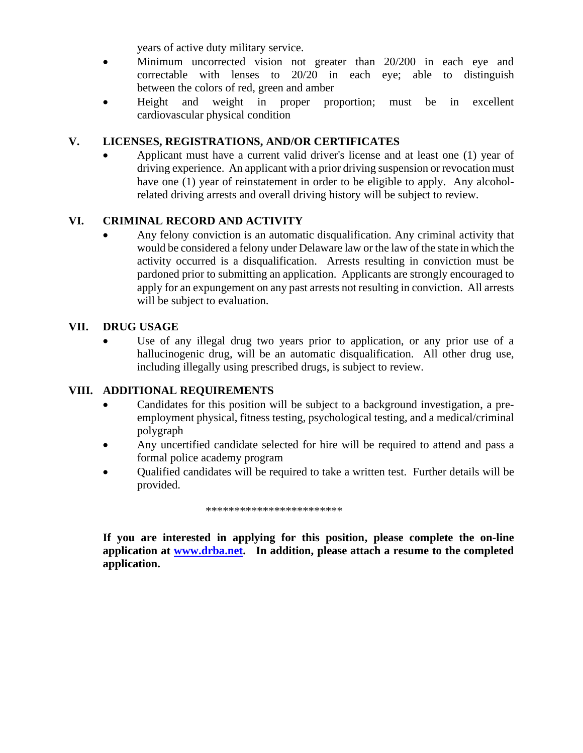years of active duty military service.

- Minimum uncorrected vision not greater than 20/200 in each eye and correctable with lenses to 20/20 in each eye; able to distinguish between the colors of red, green and amber
- Height and weight in proper proportion; must be in excellent cardiovascular physical condition

## V. LICENSES, REGISTRATIONS, AND/OR CERTIFICATES

- Applicant must have a current valid driver's license and at least one (1) year of driving experience. An applicant with a prior driving suspension or revocation must have one (1) year of reinstatement in order to be eligible to apply. Any alcohol-related driving arrests and overall driving history will be subject to review.

## VI. CRIMINAL RECORD AND ACTIVITY

- Any felony conviction is an automatic disqualification. Any criminal activity that would be considered a felony under Delaware law or the law of the state in which the activity occurred is a disqualification. Arrests resulting in conviction must be pardoned prior to submitting an application. Applicants are strongly encouraged to apply for an expungement on any past arrests not resulting in conviction. All arrests will be subject to evaluation.

## VII. DRUG USAGE

- Use of any illegal drug two years prior to application, or any prior use of a hallucinogenic drug, will be an automatic disqualification. All other drug use, including illegally using prescribed drugs, is subject to review.

## VIII. ADDITIONAL REQUIREMENTS

- Candidates for this position will be subject to a background investigation, a pre-employment physical, fitness testing, psychological testing, and a medical/criminal polygraph
- Any uncertified candidate selected for hire will be required to attend and pass a formal police academy program
- Qualified candidates will be required to take a written test. Further details will be provided.

************************

**If you are interested in applying for this position, please complete the on-line application at [www.drba.net](http://www.drba.net). In addition, please attach a resume to the completed application.**